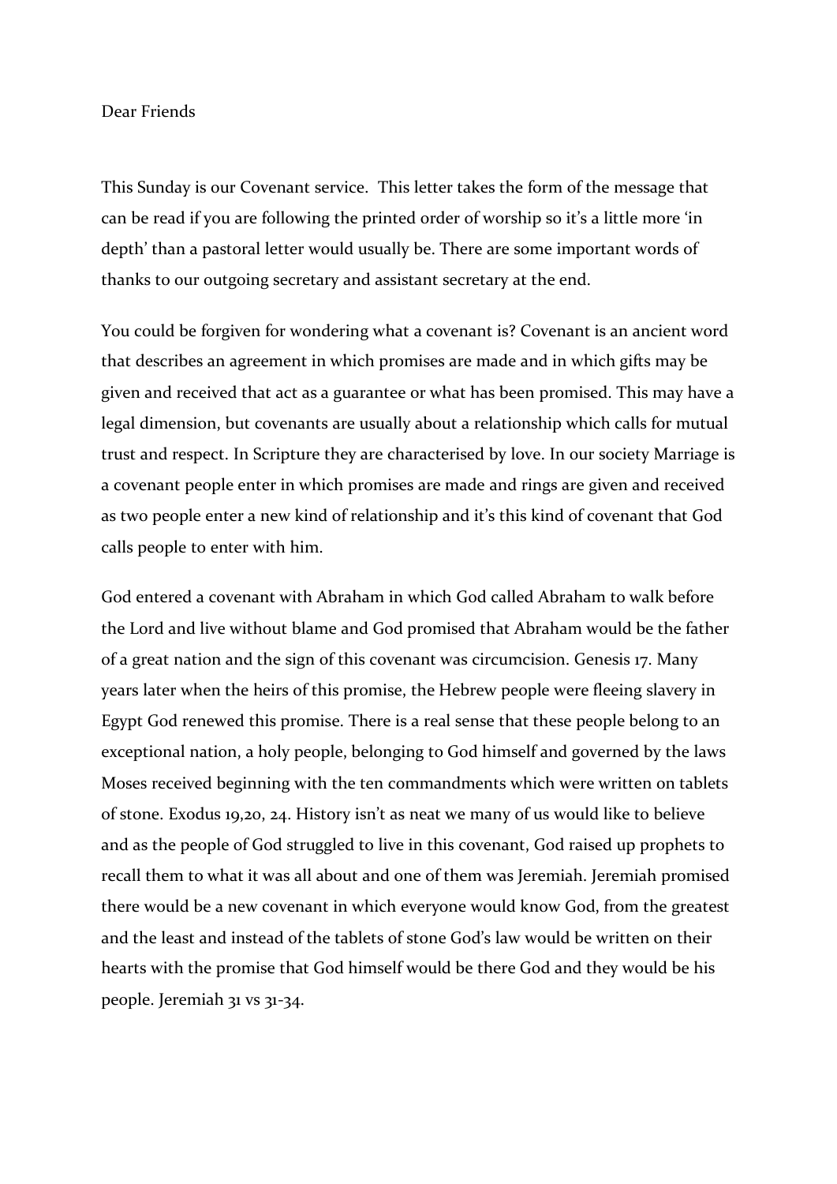Dear Friends

This Sunday is our Covenant service.  This letter takes the form of the message that can be read if you are following the printed order of worship so it's a little more 'in depth' than a pastoral letter would usually be. There are some important words of thanks to our outgoing secretary and assistant secretary at the end.

You could be forgiven for wondering what a covenant is? Covenant is an ancient word that describes an agreement in which promises are made and in which gifts may be given and received that act as a guarantee or what has been promised. This may have a legal dimension, but covenants are usually about a relationship which calls for mutual trust and respect. In Scripture they are characterised by love. In our society Marriage is a covenant people enter in which promises are made and rings are given and received as two people enter a new kind of relationship and it's this kind of covenant that God calls people to enter with him.

God entered a covenant with Abraham in which God called Abraham to walk before the Lord and live without blame and God promised that Abraham would be the father of a great nation and the sign of this covenant was circumcision. Genesis 17. Many years later when the heirs of this promise, the Hebrew people were fleeing slavery in Egypt God renewed this promise. There is a real sense that these people belong to an exceptional nation, a holy people, belonging to God himself and governed by the laws Moses received beginning with the ten commandments which were written on tablets of stone. Exodus 19,20, 24. History isn't as neat we many of us would like to believe and as the people of God struggled to live in this covenant, God raised up prophets to recall them to what it was all about and one of them was Jeremiah. Jeremiah promised there would be a new covenant in which everyone would know God, from the greatest and the least and instead of the tablets of stone God's law would be written on their hearts with the promise that God himself would be there God and they would be his people. Jeremiah 31 vs 31-34.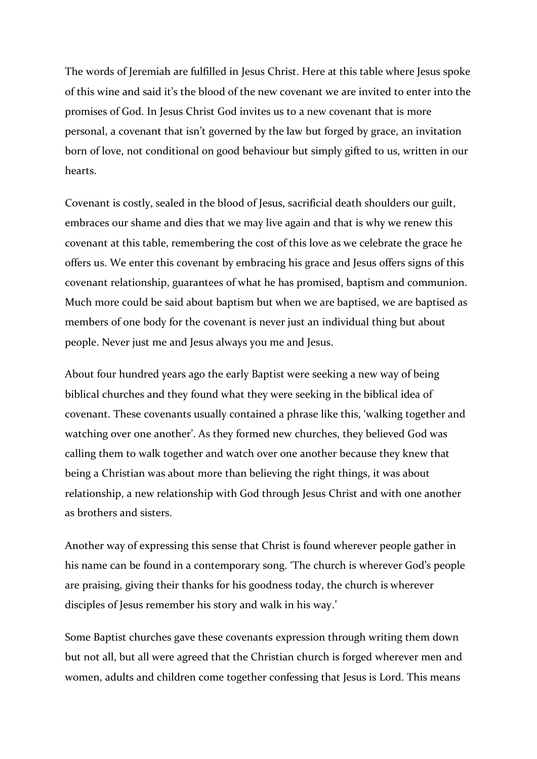The words of Jeremiah are fulfilled in Jesus Christ. Here at this table where Jesus spoke of this wine and said it's the blood of the new covenant we are invited to enter into the promises of God. In Jesus Christ God invites us to a new covenant that is more personal, a covenant that isn't governed by the law but forged by grace, an invitation born of love, not conditional on good behaviour but simply gifted to us, written in our hearts.

Covenant is costly, sealed in the blood of Jesus, sacrificial death shoulders our guilt, embraces our shame and dies that we may live again and that is why we renew this covenant at this table, remembering the cost of this love as we celebrate the grace he offers us. We enter this covenant by embracing his grace and Jesus offers signs of this covenant relationship, guarantees of what he has promised, baptism and communion. Much more could be said about baptism but when we are baptised, we are baptised as members of one body for the covenant is never just an individual thing but about people. Never just me and Jesus always you me and Jesus.

About four hundred years ago the early Baptist were seeking a new way of being biblical churches and they found what they were seeking in the biblical idea of covenant. These covenants usually contained a phrase like this, 'walking together and watching over one another'. As they formed new churches, they believed God was calling them to walk together and watch over one another because they knew that being a Christian was about more than believing the right things, it was about relationship, a new relationship with God through Jesus Christ and with one another as brothers and sisters.

Another way of expressing this sense that Christ is found wherever people gather in his name can be found in a contemporary song. 'The church is wherever God's people are praising, giving their thanks for his goodness today, the church is wherever disciples of Jesus remember his story and walk in his way.'

Some Baptist churches gave these covenants expression through writing them down but not all, but all were agreed that the Christian church is forged wherever men and women, adults and children come together confessing that Jesus is Lord. This means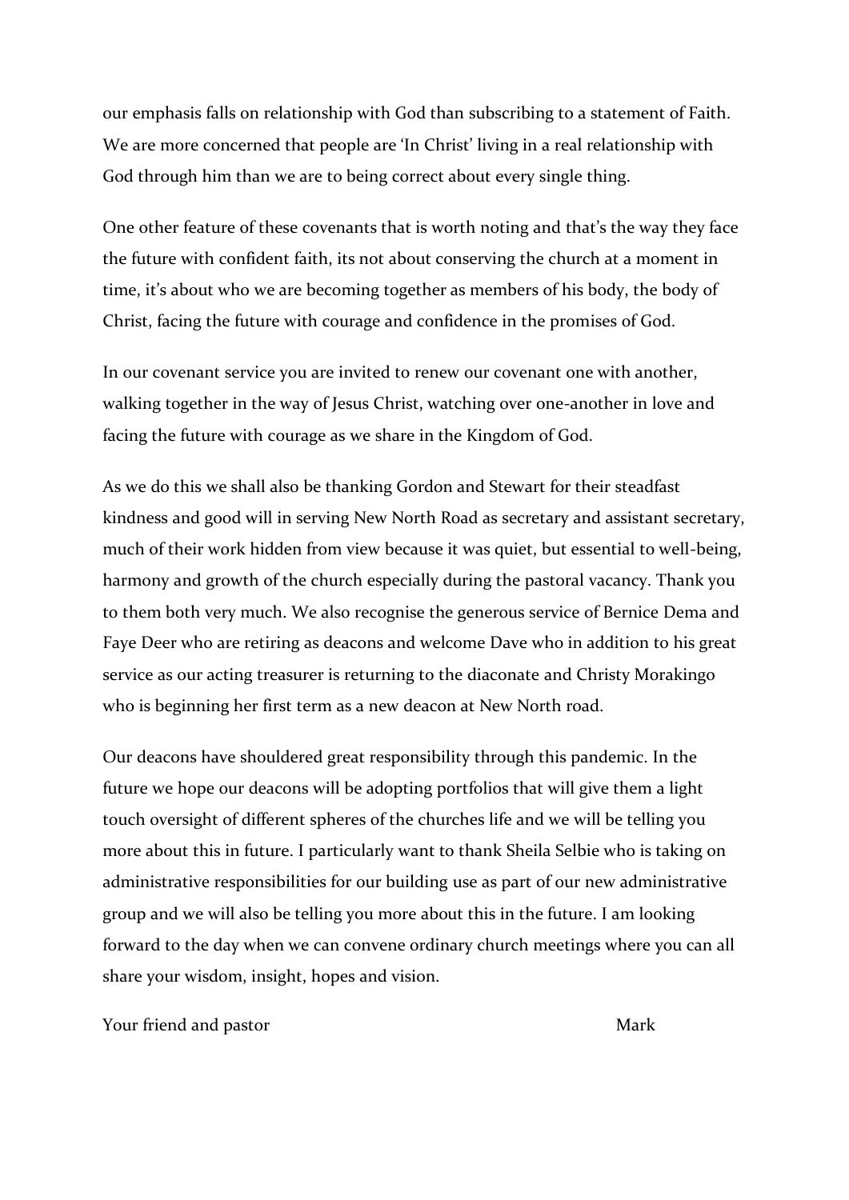our emphasis falls on relationship with God than subscribing to a statement of Faith. We are more concerned that people are 'In Christ' living in a real relationship with God through him than we are to being correct about every single thing.

One other feature of these covenants that is worth noting and that's the way they face the future with confident faith, its not about conserving the church at a moment in time, it's about who we are becoming together as members of his body, the body of Christ, facing the future with courage and confidence in the promises of God.

In our covenant service you are invited to renew our covenant one with another, walking together in the way of Jesus Christ, watching over one-another in love and facing the future with courage as we share in the Kingdom of God.

As we do this we shall also be thanking Gordon and Stewart for their steadfast kindness and good will in serving New North Road as secretary and assistant secretary, much of their work hidden from view because it was quiet, but essential to well-being, harmony and growth of the church especially during the pastoral vacancy. Thank you to them both very much. We also recognise the generous service of Bernice Dema and Faye Deer who are retiring as deacons and welcome Dave who in addition to his great service as our acting treasurer is returning to the diaconate and Christy Morakingo who is beginning her first term as a new deacon at New North road.

Our deacons have shouldered great responsibility through this pandemic. In the future we hope our deacons will be adopting portfolios that will give them a light touch oversight of different spheres of the churches life and we will be telling you more about this in future. I particularly want to thank Sheila Selbie who is taking on administrative responsibilities for our building use as part of our new administrative group and we will also be telling you more about this in the future. I am looking forward to the day when we can convene ordinary church meetings where you can all share your wisdom, insight, hopes and vision.

Your friend and pastor Mark